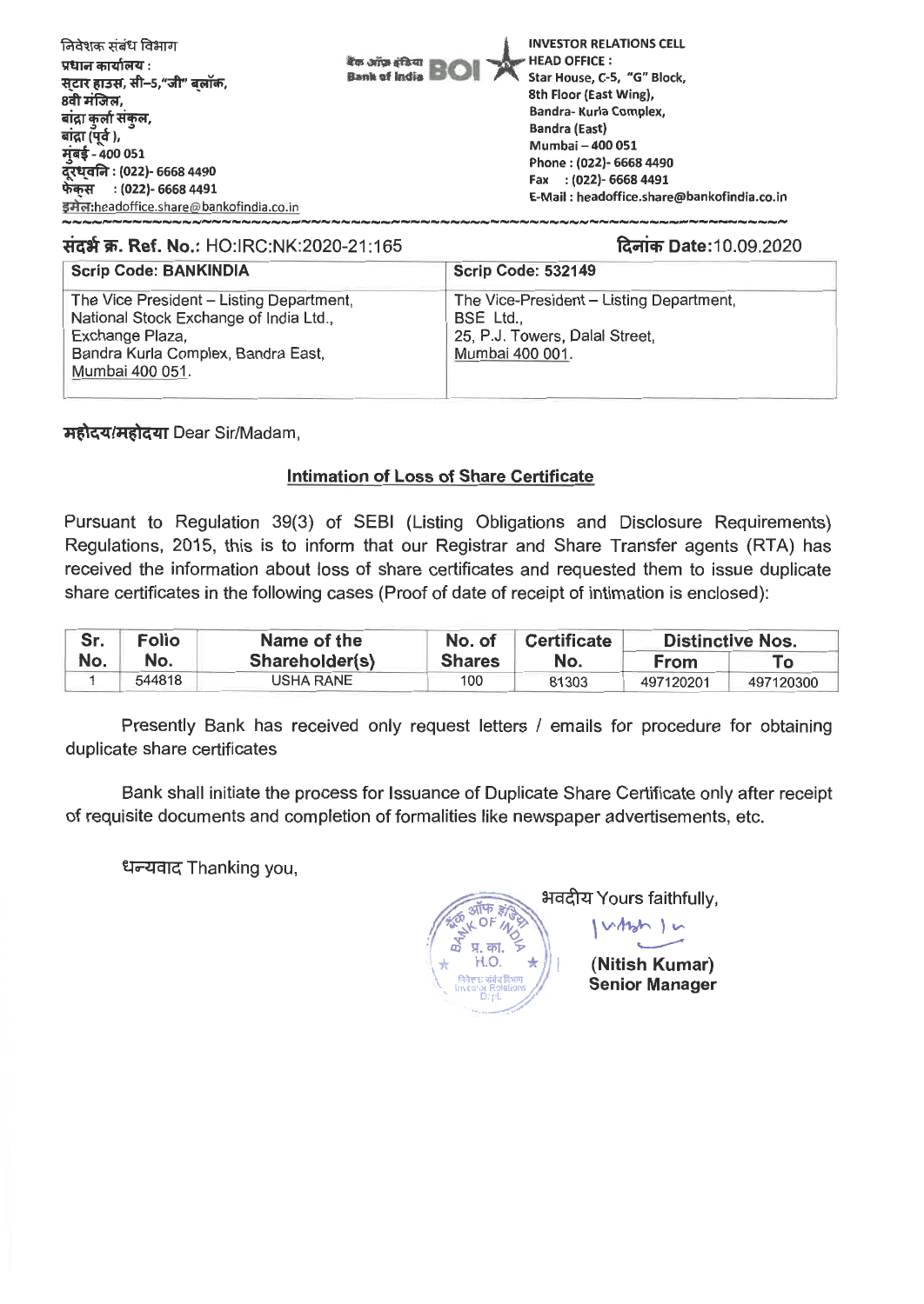निवेशक संबंध विभाग
प्रधान कार्यालय :
सटार हाउस, सी–5,"जी" ब्लॉक,
8वी मंजिल,
बांद्रा कुर्ला संकुल,
बांद्रा (पूर्व ),
मुंबई - 400 051
दूरध्वनि : (022)- 6668 4490
फेक्स : (022)- 6668 4491
इमेल:headoffice.share@bankofindia.co.in

बैंक ऑफ़ इंडिया Bank of India BOI

INVESTOR RELATIONS CELL
HEAD OFFICE :
Star House, C-5, "G" Block,
8th Floor (East Wing),
Bandra- Kurla Complex,
Bandra (East)
Mumbai – 400 051
Phone : (022)- 6668 4490
Fax : (022)- 6668 4491
E-Mail : headoffice.share@bankofindia.co.in

**संदर्भ क्र. Ref. No.:** HO:IRC:NK:2020-21:165

**दिनांक Date:**10.09.2020

| Scrip Code: BANKINDIA | Scrip Code: 532149 |
|---|---|
| The Vice President – Listing Department, National Stock Exchange of India Ltd., Exchange Plaza, Bandra Kurla Complex, Bandra East, Mumbai 400 051. | The Vice-President – Listing Department, BSE Ltd., 25, P.J. Towers, Dalal Street, Mumbai 400 001. |

**महोदय/महोदया** Dear Sir/Madam,

**Intimation of Loss of Share Certificate**

Pursuant to Regulation 39(3) of SEBI (Listing Obligations and Disclosure Requirements) Regulations, 2015, this is to inform that our Registrar and Share Transfer agents (RTA) has received the information about loss of share certificates and requested them to issue duplicate share certificates in the following cases (Proof of date of receipt of intimation is enclosed):

| Sr. No. | Folio No. | Name of the Shareholder(s) | No. of Shares | Certificate No. | Distinctive Nos. | |
|---|---|---|---|---|---|---|
| | | | | | From | To |
| 1 | 544818 | USHA RANE | 100 | 81303 | 497120201 | 497120300 |

Presently Bank has received only request letters / emails for procedure for obtaining duplicate share certificates

Bank shall initiate the process for Issuance of Duplicate Share Certificate only after receipt of requisite documents and completion of formalities like newspaper advertisements, etc.

धन्यवाद Thanking you,

भवदीय Yours faithfully,

**(Nitish Kumar)**
**Senior Manager**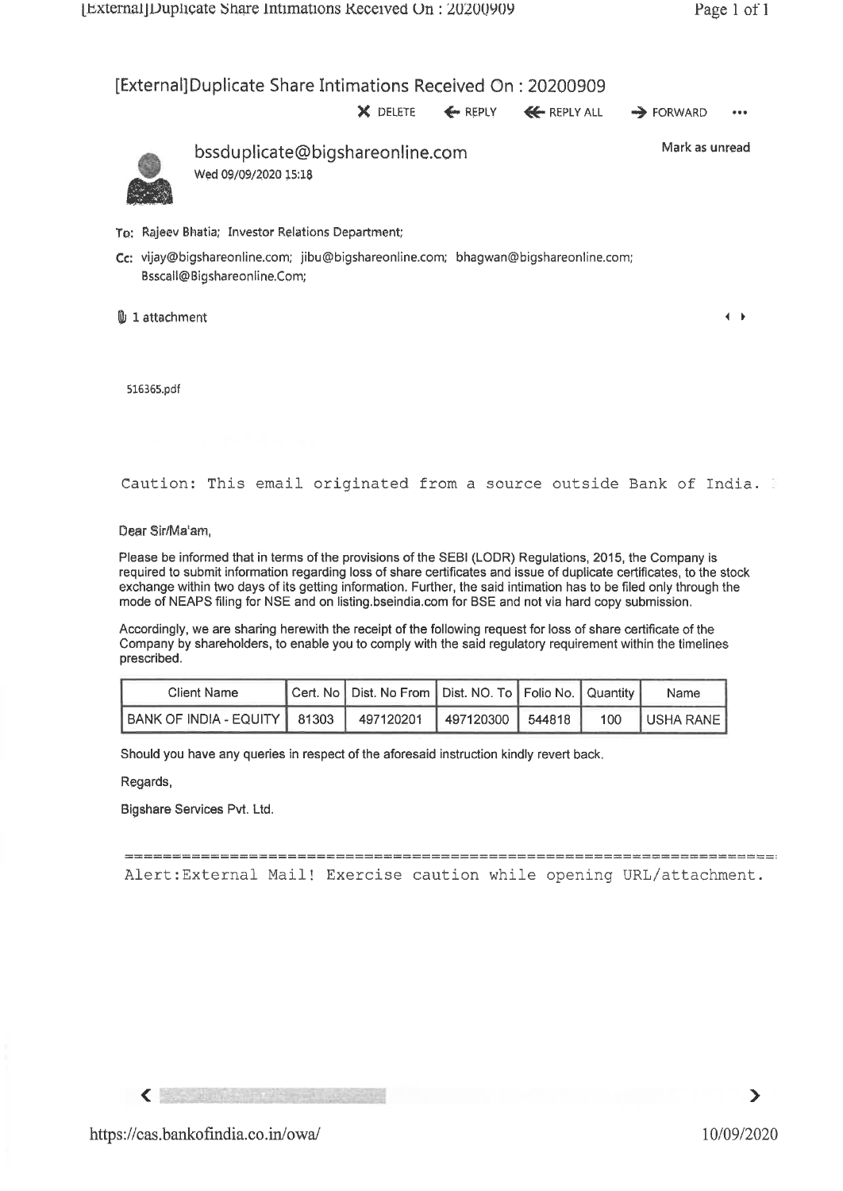# [External]Duplicate Share Intimations Received On : 20200909

DELETE | REPLY | REPLY ALL | FORWARD

**bssduplicate@bigshareonline.com**
Wed 09/09/2020 15:18

Mark as unread

To: Rajeev Bhatia; Investor Relations Department;

Cc: vijay@bigshareonline.com; jibu@bigshareonline.com; bhagwan@bigshareonline.com; Bsscall@Bigshareonline.Com;

1 attachment

516365.pdf

Caution: This email originated from a source outside Bank of India.

Dear Sir/Ma'am,

Please be informed that in terms of the provisions of the SEBI (LODR) Regulations, 2015, the Company is required to submit information regarding loss of share certificates and issue of duplicate certificates, to the stock exchange within two days of its getting information. Further, the said intimation has to be filed only through the mode of NEAPS filing for NSE and on listing.bseindia.com for BSE and not via hard copy submission.

Accordingly, we are sharing herewith the receipt of the following request for loss of share certificate of the Company by shareholders, to enable you to comply with the said regulatory requirement within the timelines prescribed.

| Client Name | Cert. No | Dist. No From | Dist. NO. To | Folio No. | Quantity | Name |
|---|---|---|---|---|---|---|
| BANK OF INDIA - EQUITY | 81303 | 497120201 | 497120300 | 544818 | 100 | USHA RANE |

Should you have any queries in respect of the aforesaid instruction kindly revert back.

Regards,

Bigshare Services Pvt. Ltd.

Alert:External Mail! Exercise caution while opening URL/attachment.

https://cas.bankofindia.co.in/owa/ 10/09/2020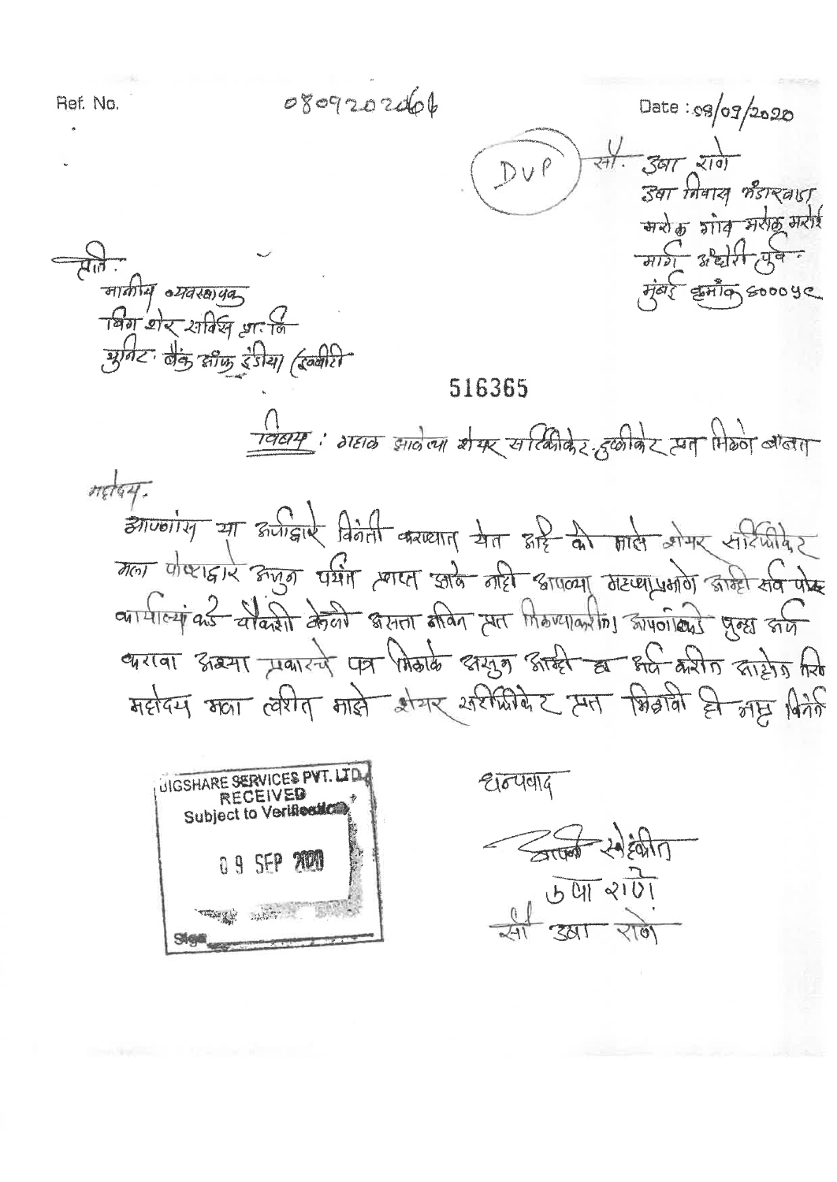Ref. No. 0809202066

Date : 08/09/2020

DVP

सौ. उषा राणे
उषा निवास भंडारवाडा
मरोळ गांव मरोळ मरोशी
मार्ग अंधेरी पुर्व
मुंबई क्रमांक 400059

प्रति,
माननीय व्यवस्थापक
बिग शेअर सर्विस प्रा. लि
युनिट : बँक ऑफ इंडिया (ड्युप्लीकेट)

516365

विषय : गहाळ झालेल्या शेयर सर्टिफिकेट डुप्लीकेट प्रत मिळणे बाबत

महोदय,

आपणांस या अर्जाद्वारे विनंती करण्यात येत आहे की माझे शेयर सर्टिफिकेट मला पोष्टाद्वारे अजुन पर्यंत प्राप्त झाले नाही आपल्या मदतीप्रमाणे आम्ही सर्व पोस्ट कार्यालयांकडे चौकशी केली असता नविन प्रत मिळण्यासाठी आपणांकडे पुन्हा अर्ज करावा अथवा प्रकारचे पत्र मिळाले असुन आम्ही हा अर्ज करीत आहोत तरि महोदय मला त्वरीत माझे शेयर सर्टिफिकेट प्रत मिळावी ही नम्र विनंति

JIGSHARE SERVICES PVT. LTD.
RECEIVED
Subject to Verification
09 SEP 2020
Sign

धन्यवाद

आपली स्नेहांकीत
उषा राणे
सौ उषा राणे